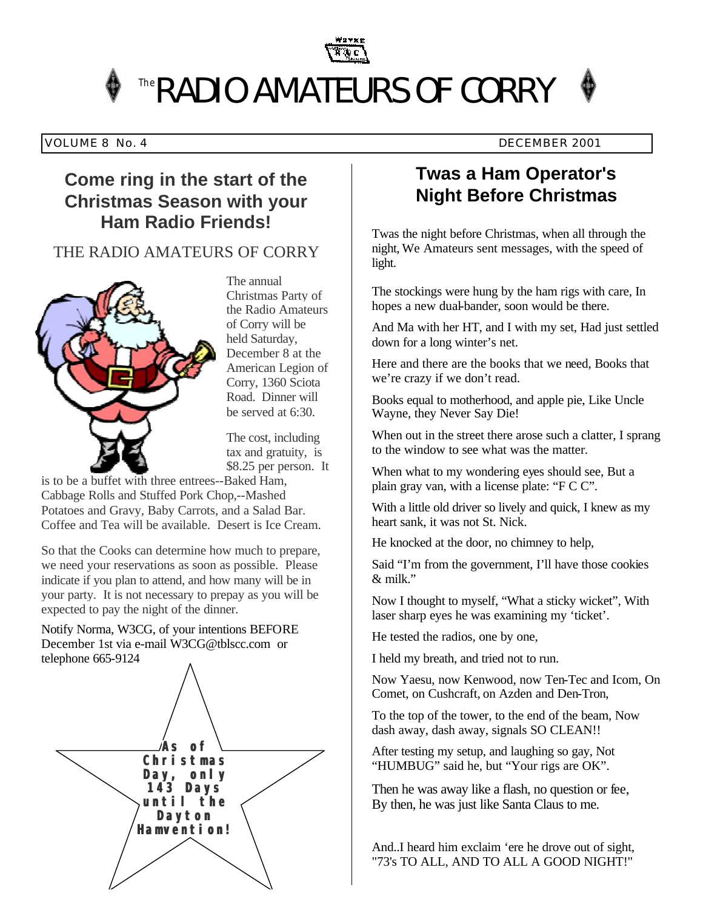# The RADIO AMATEURS OF CORRY

VOLUME 8 No. 4 DECEMBER 2001

## Come ring in the start of the Christmas Season with your Ham Radio Friends!

THE RADIO AMATEURS OF CORRY

The annual Christmas Party of the Radio Amateurs of Corry will be held Saturday, December 8 at the American Legion of Corry, 1360 Sciota Road. Dinner will be served at 6:30.

The cost, including tax and gratuity, is $8.25 per person. It is to be a buffet with three entrees--Baked Ham, Cabbage Rolls and Stuffed Pork Chop,--Mashed Potatoes and Gravy, Baby Carrots, and a Salad Bar. Coffee and Tea will be available. Desert is Ice Cream.

So that the Cooks can determine how much to prepare, we need your reservations as soon as possible. Please indicate if you plan to attend, and how many will be in your party. It is not necessary to prepay as you will be expected to pay the night of the dinner.

Notify Norma, W3CG, of your intentions BEFORE December 1st via e-mail W3CG@tblscc.com or telephone 665-9124

**As of Christmas Day, only 143 Days until the Dayton Hamvention!**

## Twas a Ham Operator's Night Before Christmas

Twas the night before Christmas, when all through the night, We Amateurs sent messages, with the speed of light.

The stockings were hung by the ham rigs with care, In hopes a new dual-bander, soon would be there.

And Ma with her HT, and I with my set, Had just settled down for a long winter's net.

Here and there are the books that we need, Books that we're crazy if we don't read.

Books equal to motherhood, and apple pie, Like Uncle Wayne, they Never Say Die!

When out in the street there arose such a clatter, I sprang to the window to see what was the matter.

When what to my wondering eyes should see, But a plain gray van, with a license plate: "F C C".

With a little old driver so lively and quick, I knew as my heart sank, it was not St. Nick.

He knocked at the door, no chimney to help,

Said "I'm from the government, I'll have those cookies & milk."

Now I thought to myself, "What a sticky wicket", With laser sharp eyes he was examining my 'ticket'.

He tested the radios, one by one,

I held my breath, and tried not to run.

Now Yaesu, now Kenwood, now Ten-Tec and Icom, On Comet, on Cushcraft, on Azden and Den-Tron,

To the top of the tower, to the end of the beam, Now dash away, dash away, signals SO CLEAN!!

After testing my setup, and laughing so gay, Not "HUMBUG" said he, but "Your rigs are OK".

Then he was away like a flash, no question or fee, By then, he was just like Santa Claus to me.

And..I heard him exclaim 'ere he drove out of sight, "73's TO ALL, AND TO ALL A GOOD NIGHT!"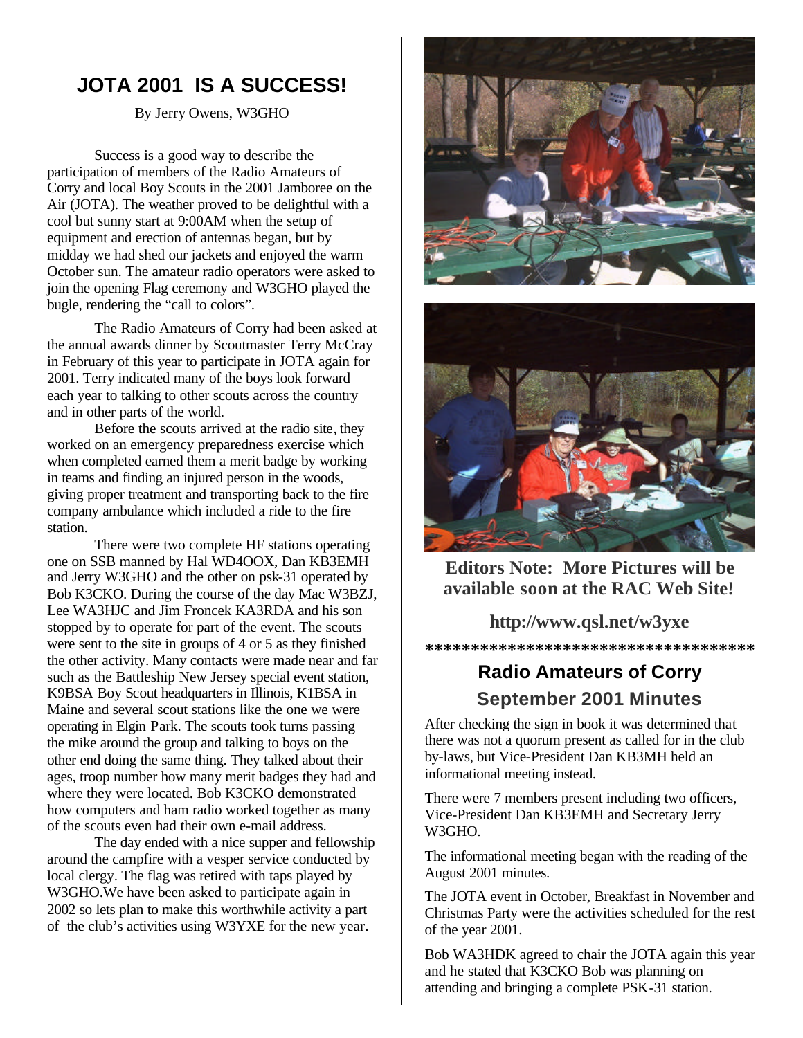## JOTA 2001 IS A SUCCESS!

By Jerry Owens, W3GHO

Success is a good way to describe the participation of members of the Radio Amateurs of Corry and local Boy Scouts in the 2001 Jamboree on the Air (JOTA). The weather proved to be delightful with a cool but sunny start at 9:00AM when the setup of equipment and erection of antennas began, but by midday we had shed our jackets and enjoyed the warm October sun. The amateur radio operators were asked to join the opening Flag ceremony and W3GHO played the bugle, rendering the "call to colors".

The Radio Amateurs of Corry had been asked at the annual awards dinner by Scoutmaster Terry McCray in February of this year to participate in JOTA again for 2001. Terry indicated many of the boys look forward each year to talking to other scouts across the country and in other parts of the world.

Before the scouts arrived at the radio site, they worked on an emergency preparedness exercise which when completed earned them a merit badge by working in teams and finding an injured person in the woods, giving proper treatment and transporting back to the fire company ambulance which included a ride to the fire station.

There were two complete HF stations operating one on SSB manned by Hal WD4OOX, Dan KB3EMH and Jerry W3GHO and the other on psk-31 operated by Bob K3CKO. During the course of the day Mac W3BZJ, Lee WA3HJC and Jim Froncek KA3RDA and his son stopped by to operate for part of the event. The scouts were sent to the site in groups of 4 or 5 as they finished the other activity. Many contacts were made near and far such as the Battleship New Jersey special event station, K9BSA Boy Scout headquarters in Illinois, K1BSA in Maine and several scout stations like the one we were operating in Elgin Park. The scouts took turns passing the mike around the group and talking to boys on the other end doing the same thing. They talked about their ages, troop number how many merit badges they had and where they were located. Bob K3CKO demonstrated how computers and ham radio worked together as many of the scouts even had their own e-mail address.

The day ended with a nice supper and fellowship around the campfire with a vesper service conducted by local clergy. The flag was retired with taps played by W3GHO.We have been asked to participate again in 2002 so lets plan to make this worthwhile activity a part of the club's activities using W3YXE for the new year.

**Editors Note: More Pictures will be available soon at the RAC Web Site!**

**http://www.qsl.net/w3yxe**

**************************************

## Radio Amateurs of Corry
## September 2001 Minutes

After checking the sign in book it was determined that there was not a quorum present as called for in the club by-laws, but Vice-President Dan KB3MH held an informational meeting instead.

There were 7 members present including two officers, Vice-President Dan KB3EMH and Secretary Jerry W3GHO.

The informational meeting began with the reading of the August 2001 minutes.

The JOTA event in October, Breakfast in November and Christmas Party were the activities scheduled for the rest of the year 2001.

Bob WA3HDK agreed to chair the JOTA again this year and he stated that K3CKO Bob was planning on attending and bringing a complete PSK-31 station.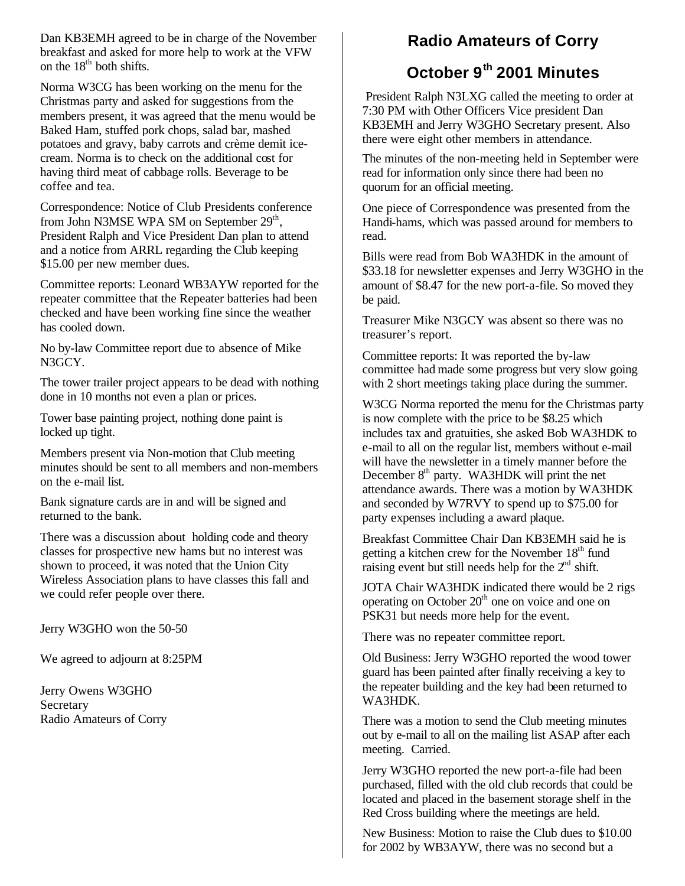Dan KB3EMH agreed to be in charge of the November breakfast and asked for more help to work at the VFW on the 18th both shifts.

Norma W3CG has been working on the menu for the Christmas party and asked for suggestions from the members present, it was agreed that the menu would be Baked Ham, stuffed pork chops, salad bar, mashed potatoes and gravy, baby carrots and crème demit ice-cream. Norma is to check on the additional cost for having third meat of cabbage rolls. Beverage to be coffee and tea.

Correspondence: Notice of Club Presidents conference from John N3MSE WPA SM on September 29th, President Ralph and Vice President Dan plan to attend and a notice from ARRL regarding the Club keeping $15.00 per new member dues.

Committee reports: Leonard WB3AYW reported for the repeater committee that the Repeater batteries had been checked and have been working fine since the weather has cooled down.

No by-law Committee report due to absence of Mike N3GCY.

The tower trailer project appears to be dead with nothing done in 10 months not even a plan or prices.

Tower base painting project, nothing done paint is locked up tight.

Members present via Non-motion that Club meeting minutes should be sent to all members and non-members on the e-mail list.

Bank signature cards are in and will be signed and returned to the bank.

There was a discussion about holding code and theory classes for prospective new hams but no interest was shown to proceed, it was noted that the Union City Wireless Association plans to have classes this fall and we could refer people over there.

Jerry W3GHO won the 50-50

We agreed to adjourn at 8:25PM

Jerry Owens W3GHO
Secretary
Radio Amateurs of Corry

## Radio Amateurs of Corry

## October 9th 2001 Minutes

President Ralph N3LXG called the meeting to order at 7:30 PM with Other Officers Vice president Dan KB3EMH and Jerry W3GHO Secretary present. Also there were eight other members in attendance.

The minutes of the non-meeting held in September were read for information only since there had been no quorum for an official meeting.

One piece of Correspondence was presented from the Handi-hams, which was passed around for members to read.

Bills were read from Bob WA3HDK in the amount of $33.18 for newsletter expenses and Jerry W3GHO in the amount of $8.47 for the new port-a-file. So moved they be paid.

Treasurer Mike N3GCY was absent so there was no treasurer's report.

Committee reports: It was reported the by-law committee had made some progress but very slow going with 2 short meetings taking place during the summer.

W3CG Norma reported the menu for the Christmas party is now complete with the price to be $8.25 which includes tax and gratuities, she asked Bob WA3HDK to e-mail to all on the regular list, members without e-mail will have the newsletter in a timely manner before the December 8th party. WA3HDK will print the net attendance awards. There was a motion by WA3HDK and seconded by W7RVY to spend up to $75.00 for party expenses including a award plaque.

Breakfast Committee Chair Dan KB3EMH said he is getting a kitchen crew for the November 18th fund raising event but still needs help for the 2nd shift.

JOTA Chair WA3HDK indicated there would be 2 rigs operating on October 20th one on voice and one on PSK31 but needs more help for the event.

There was no repeater committee report.

Old Business: Jerry W3GHO reported the wood tower guard has been painted after finally receiving a key to the repeater building and the key had been returned to WA3HDK.

There was a motion to send the Club meeting minutes out by e-mail to all on the mailing list ASAP after each meeting. Carried.

Jerry W3GHO reported the new port-a-file had been purchased, filled with the old club records that could be located and placed in the basement storage shelf in the Red Cross building where the meetings are held.

New Business: Motion to raise the Club dues to $10.00 for 2002 by WB3AYW, there was no second but a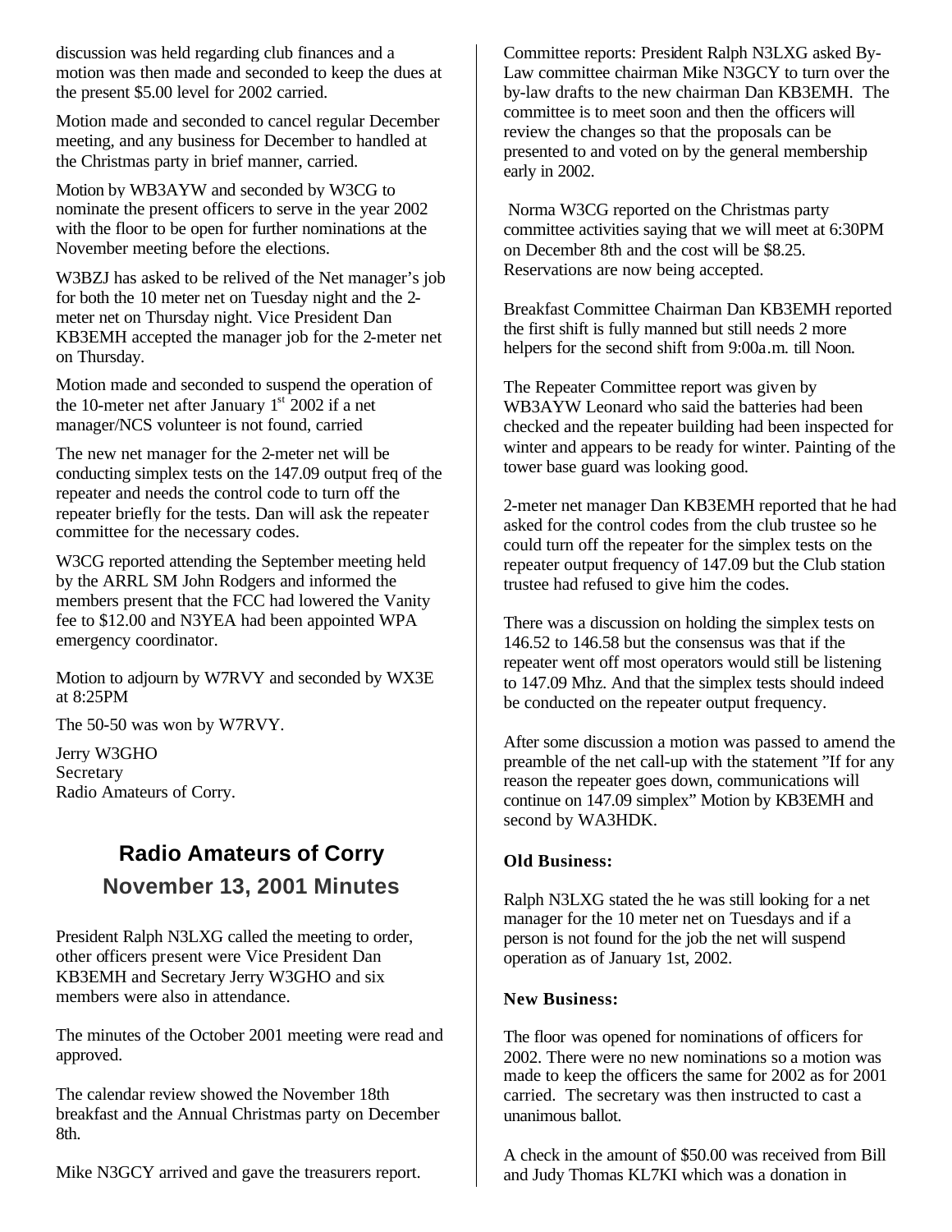discussion was held regarding club finances and a motion was then made and seconded to keep the dues at the present $5.00 level for 2002 carried.

Motion made and seconded to cancel regular December meeting, and any business for December to handled at the Christmas party in brief manner, carried.

Motion by WB3AYW and seconded by W3CG to nominate the present officers to serve in the year 2002 with the floor to be open for further nominations at the November meeting before the elections.

W3BZJ has asked to be relived of the Net manager's job for both the 10 meter net on Tuesday night and the 2-meter net on Thursday night. Vice President Dan KB3EMH accepted the manager job for the 2-meter net on Thursday.

Motion made and seconded to suspend the operation of the 10-meter net after January 1st 2002 if a net manager/NCS volunteer is not found, carried

The new net manager for the 2-meter net will be conducting simplex tests on the 147.09 output freq of the repeater and needs the control code to turn off the repeater briefly for the tests. Dan will ask the repeater committee for the necessary codes.

W3CG reported attending the September meeting held by the ARRL SM John Rodgers and informed the members present that the FCC had lowered the Vanity fee to $12.00 and N3YEA had been appointed WPA emergency coordinator.

Motion to adjourn by W7RVY and seconded by WX3E at 8:25PM

The 50-50 was won by W7RVY.

Jerry W3GHO
Secretary
Radio Amateurs of Corry.

## Radio Amateurs of Corry

## November 13, 2001 Minutes

President Ralph N3LXG called the meeting to order, other officers present were Vice President Dan KB3EMH and Secretary Jerry W3GHO and six members were also in attendance.

The minutes of the October 2001 meeting were read and approved.

The calendar review showed the November 18th breakfast and the Annual Christmas party on December 8th.

Mike N3GCY arrived and gave the treasurers report.

Committee reports: President Ralph N3LXG asked By-Law committee chairman Mike N3GCY to turn over the by-law drafts to the new chairman Dan KB3EMH. The committee is to meet soon and then the officers will review the changes so that the proposals can be presented to and voted on by the general membership early in 2002.

Norma W3CG reported on the Christmas party committee activities saying that we will meet at 6:30PM on December 8th and the cost will be $8.25. Reservations are now being accepted.

Breakfast Committee Chairman Dan KB3EMH reported the first shift is fully manned but still needs 2 more helpers for the second shift from 9:00a.m. till Noon.

The Repeater Committee report was given by WB3AYW Leonard who said the batteries had been checked and the repeater building had been inspected for winter and appears to be ready for winter. Painting of the tower base guard was looking good.

2-meter net manager Dan KB3EMH reported that he had asked for the control codes from the club trustee so he could turn off the repeater for the simplex tests on the repeater output frequency of 147.09 but the Club station trustee had refused to give him the codes.

There was a discussion on holding the simplex tests on 146.52 to 146.58 but the consensus was that if the repeater went off most operators would still be listening to 147.09 Mhz. And that the simplex tests should indeed be conducted on the repeater output frequency.

After some discussion a motion was passed to amend the preamble of the net call-up with the statement "If for any reason the repeater goes down, communications will continue on 147.09 simplex" Motion by KB3EMH and second by WA3HDK.

**Old Business:**

Ralph N3LXG stated the he was still looking for a net manager for the 10 meter net on Tuesdays and if a person is not found for the job the net will suspend operation as of January 1st, 2002.

**New Business:**

The floor was opened for nominations of officers for 2002. There were no new nominations so a motion was made to keep the officers the same for 2002 as for 2001 carried. The secretary was then instructed to cast a unanimous ballot.

A check in the amount of $50.00 was received from Bill and Judy Thomas KL7KI which was a donation in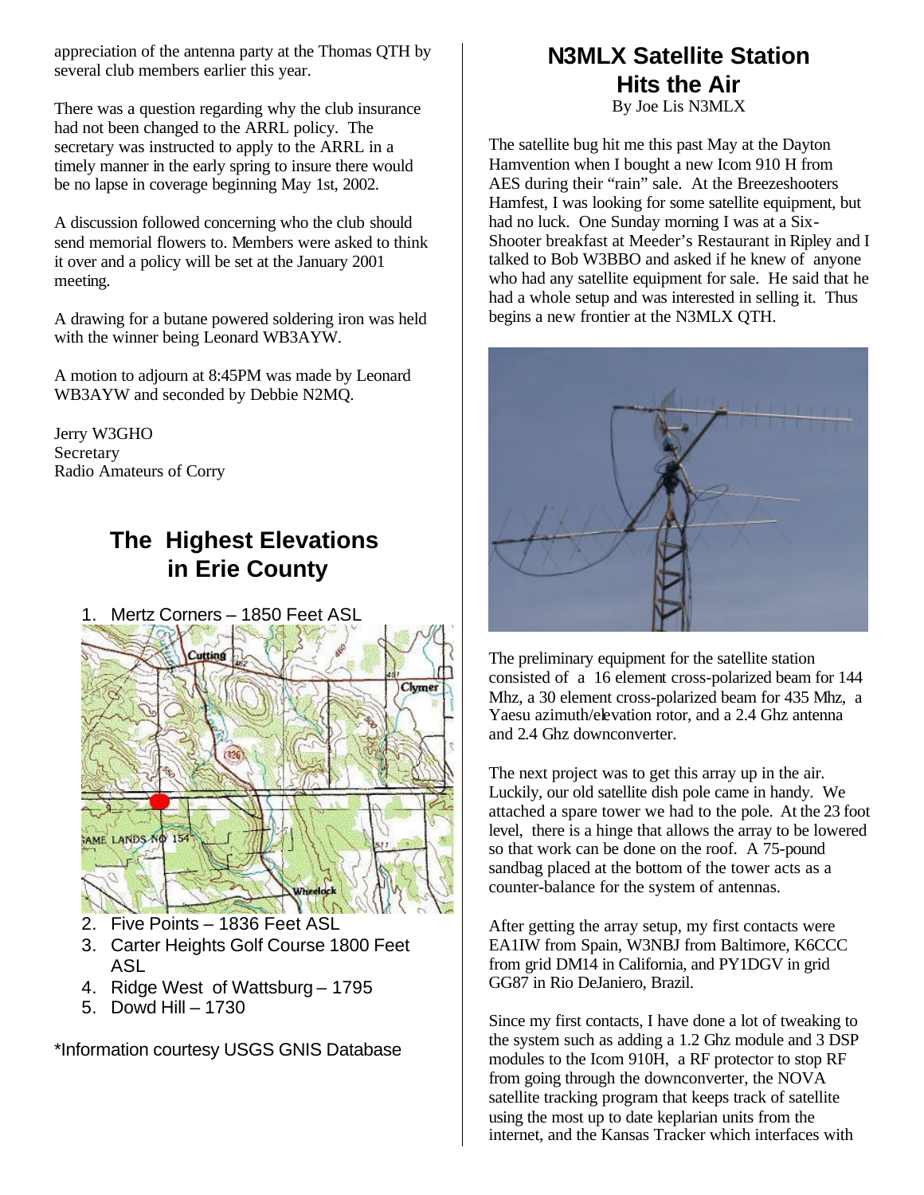appreciation of the antenna party at the Thomas QTH by several club members earlier this year.

There was a question regarding why the club insurance had not been changed to the ARRL policy. The secretary was instructed to apply to the ARRL in a timely manner in the early spring to insure there would be no lapse in coverage beginning May 1st, 2002.

A discussion followed concerning who the club should send memorial flowers to. Members were asked to think it over and a policy will be set at the January 2001 meeting.

A drawing for a butane powered soldering iron was held with the winner being Leonard WB3AYW.

A motion to adjourn at 8:45PM was made by Leonard WB3AYW and seconded by Debbie N2MQ.

Jerry W3GHO
Secretary
Radio Amateurs of Corry

## The Highest Elevations in Erie County

1. Mertz Corners – 1850 Feet ASL
2. Five Points – 1836 Feet ASL
3. Carter Heights Golf Course 1800 Feet ASL
4. Ridge West of Wattsburg – 1795
5. Dowd Hill – 1730

*Information courtesy USGS GNIS Database

## N3MLX Satellite Station Hits the Air

By Joe Lis N3MLX

The satellite bug hit me this past May at the Dayton Hamvention when I bought a new Icom 910 H from AES during their "rain" sale. At the Breezeshooters Hamfest, I was looking for some satellite equipment, but had no luck. One Sunday morning I was at a Six-Shooter breakfast at Meeder's Restaurant in Ripley and I talked to Bob W3BBO and asked if he knew of anyone who had any satellite equipment for sale. He said that he had a whole setup and was interested in selling it. Thus begins a new frontier at the N3MLX QTH.

The preliminary equipment for the satellite station consisted of a 16 element cross-polarized beam for 144 Mhz, a 30 element cross-polarized beam for 435 Mhz, a Yaesu azimuth/elevation rotor, and a 2.4 Ghz antenna and 2.4 Ghz downconverter.

The next project was to get this array up in the air. Luckily, our old satellite dish pole came in handy. We attached a spare tower we had to the pole. At the 23 foot level, there is a hinge that allows the array to be lowered so that work can be done on the roof. A 75-pound sandbag placed at the bottom of the tower acts as a counter-balance for the system of antennas.

After getting the array setup, my first contacts were EA1IW from Spain, W3NBJ from Baltimore, K6CCC from grid DM14 in California, and PY1DGV in grid GG87 in Rio DeJaniero, Brazil.

Since my first contacts, I have done a lot of tweaking to the system such as adding a 1.2 Ghz module and 3 DSP modules to the Icom 910H, a RF protector to stop RF from going through the downconverter, the NOVA satellite tracking program that keeps track of satellite using the most up to date keplarian units from the internet, and the Kansas Tracker which interfaces with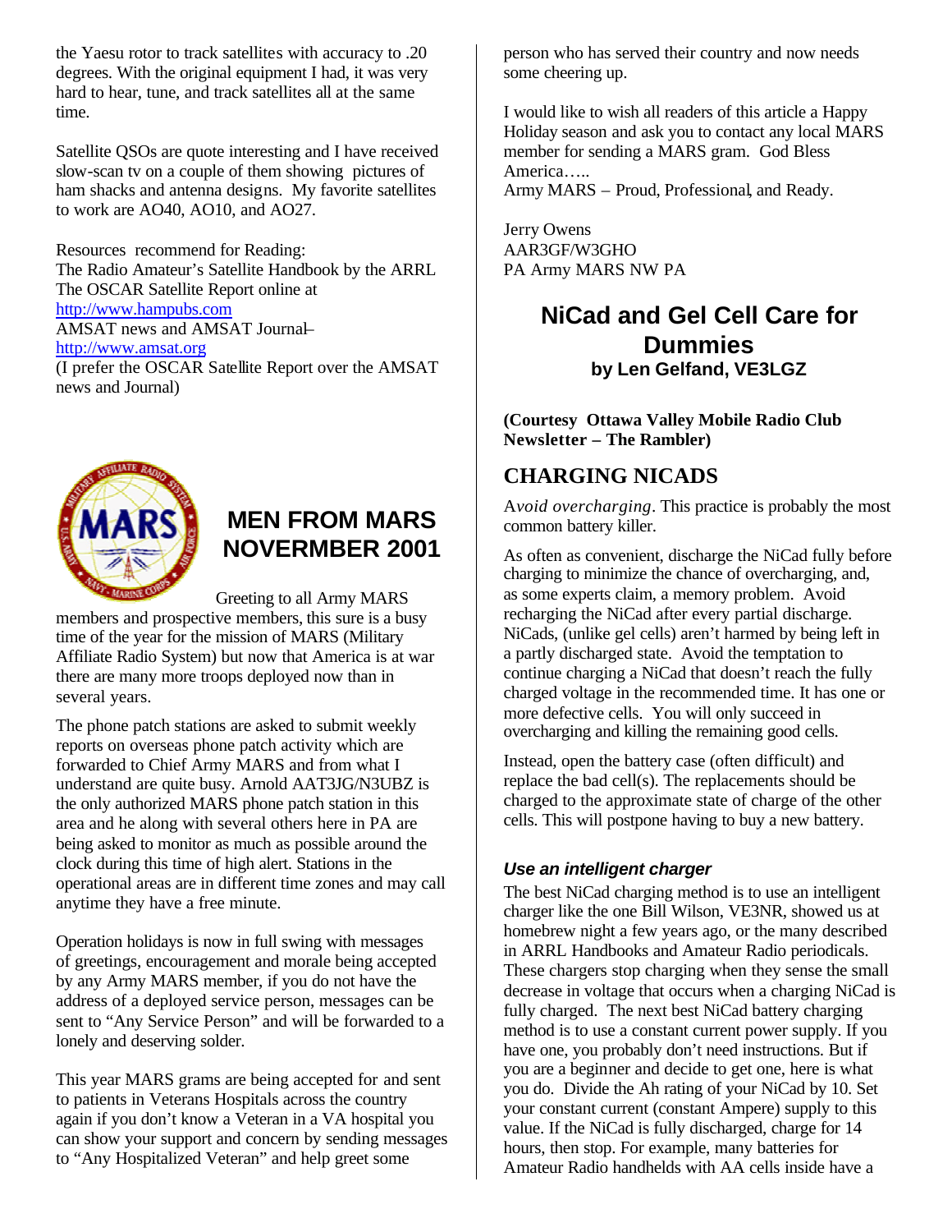the Yaesu rotor to track satellites with accuracy to .20 degrees. With the original equipment I had, it was very hard to hear, tune, and track satellites all at the same time.

Satellite QSOs are quote interesting and I have received slow-scan tv on a couple of them showing pictures of ham shacks and antenna designs. My favorite satellites to work are AO40, AO10, and AO27.

Resources recommend for Reading:
The Radio Amateur's Satellite Handbook by the ARRL
The OSCAR Satellite Report online at
http://www.hampubs.com
AMSAT news and AMSAT Journal–
http://www.amsat.org
(I prefer the OSCAR Satellite Report over the AMSAT news and Journal)

## MEN FROM MARS NOVERMBER 2001

Greeting to all Army MARS members and prospective members, this sure is a busy time of the year for the mission of MARS (Military Affiliate Radio System) but now that America is at war there are many more troops deployed now than in several years.

The phone patch stations are asked to submit weekly reports on overseas phone patch activity which are forwarded to Chief Army MARS and from what I understand are quite busy. Arnold AAT3JG/N3UBZ is the only authorized MARS phone patch station in this area and he along with several others here in PA are being asked to monitor as much as possible around the clock during this time of high alert. Stations in the operational areas are in different time zones and may call anytime they have a free minute.

Operation holidays is now in full swing with messages of greetings, encouragement and morale being accepted by any Army MARS member, if you do not have the address of a deployed service person, messages can be sent to "Any Service Person" and will be forwarded to a lonely and deserving solder.

This year MARS grams are being accepted for and sent to patients in Veterans Hospitals across the country again if you don't know a Veteran in a VA hospital you can show your support and concern by sending messages to "Any Hospitalized Veteran" and help greet some person who has served their country and now needs some cheering up.

I would like to wish all readers of this article a Happy Holiday season and ask you to contact any local MARS member for sending a MARS gram. God Bless America…..
Army MARS – Proud, Professional, and Ready.

Jerry Owens
AAR3GF/W3GHO
PA Army MARS NW PA

## NiCad and Gel Cell Care for Dummies

**by Len Gelfand, VE3LGZ**

**(Courtesy Ottawa Valley Mobile Radio Club Newsletter – The Rambler)**

## CHARGING NICADS

A*void overcharging*. This practice is probably the most common battery killer.

As often as convenient, discharge the NiCad fully before charging to minimize the chance of overcharging, and, as some experts claim, a memory problem. Avoid recharging the NiCad after every partial discharge. NiCads, (unlike gel cells) aren't harmed by being left in a partly discharged state. Avoid the temptation to continue charging a NiCad that doesn't reach the fully charged voltage in the recommended time. It has one or more defective cells. You will only succeed in overcharging and killing the remaining good cells.

Instead, open the battery case (often difficult) and replace the bad cell(s). The replacements should be charged to the approximate state of charge of the other cells. This will postpone having to buy a new battery.

### *Use an intelligent charger*

The best NiCad charging method is to use an intelligent charger like the one Bill Wilson, VE3NR, showed us at homebrew night a few years ago, or the many described in ARRL Handbooks and Amateur Radio periodicals. These chargers stop charging when they sense the small decrease in voltage that occurs when a charging NiCad is fully charged. The next best NiCad battery charging method is to use a constant current power supply. If you have one, you probably don't need instructions. But if you are a beginner and decide to get one, here is what you do. Divide the Ah rating of your NiCad by 10. Set your constant current (constant Ampere) supply to this value. If the NiCad is fully discharged, charge for 14 hours, then stop. For example, many batteries for Amateur Radio handhelds with AA cells inside have a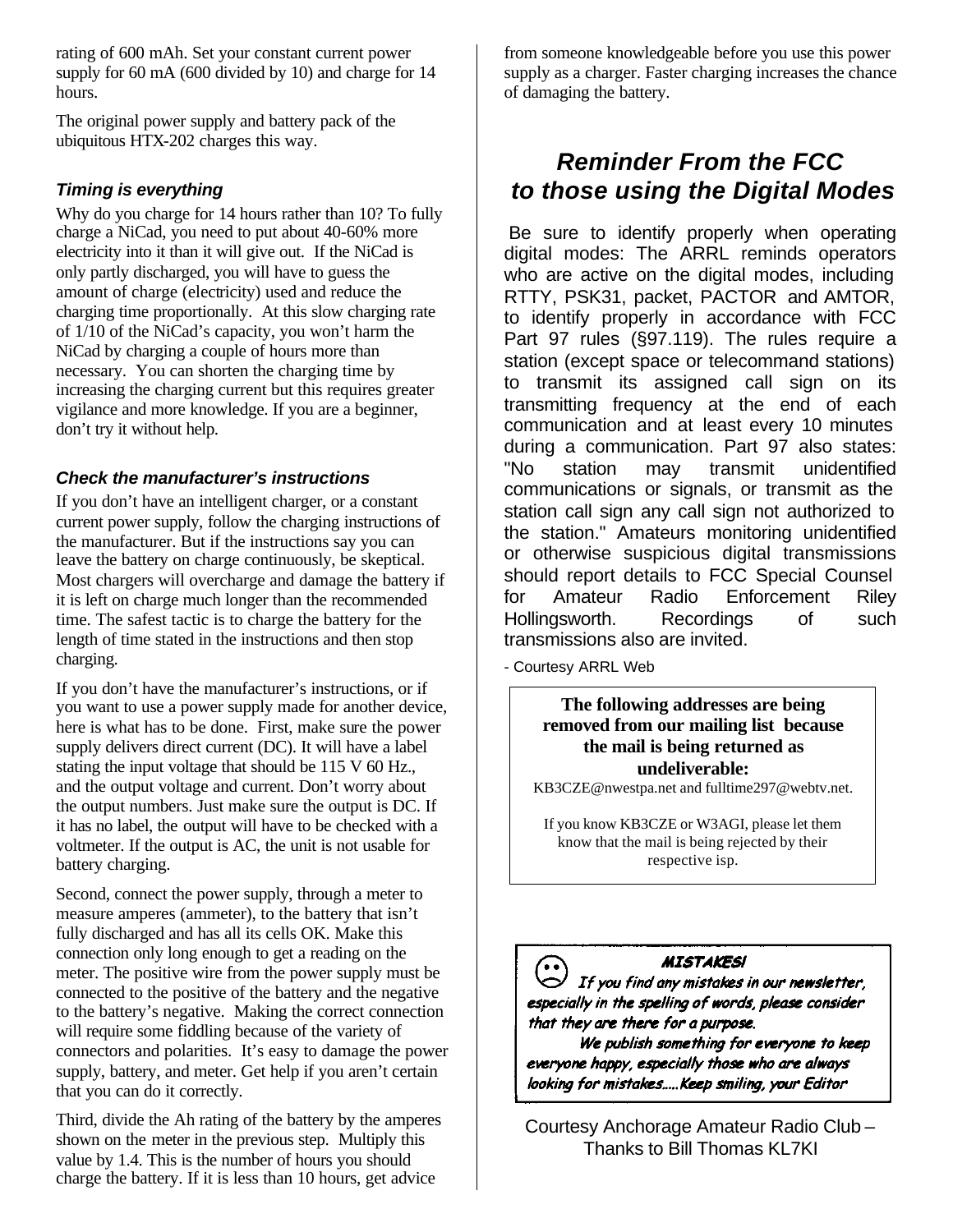rating of 600 mAh. Set your constant current power supply for 60 mA (600 divided by 10) and charge for 14 hours.

The original power supply and battery pack of the ubiquitous HTX-202 charges this way.

### *Timing is everything*

Why do you charge for 14 hours rather than 10? To fully charge a NiCad, you need to put about 40-60% more electricity into it than it will give out. If the NiCad is only partly discharged, you will have to guess the amount of charge (electricity) used and reduce the charging time proportionally. At this slow charging rate of 1/10 of the NiCad's capacity, you won't harm the NiCad by charging a couple of hours more than necessary. You can shorten the charging time by increasing the charging current but this requires greater vigilance and more knowledge. If you are a beginner, don't try it without help.

### *Check the manufacturer's instructions*

If you don't have an intelligent charger, or a constant current power supply, follow the charging instructions of the manufacturer. But if the instructions say you can leave the battery on charge continuously, be skeptical. Most chargers will overcharge and damage the battery if it is left on charge much longer than the recommended time. The safest tactic is to charge the battery for the length of time stated in the instructions and then stop charging.

If you don't have the manufacturer's instructions, or if you want to use a power supply made for another device, here is what has to be done. First, make sure the power supply delivers direct current (DC). It will have a label stating the input voltage that should be 115 V 60 Hz., and the output voltage and current. Don't worry about the output numbers. Just make sure the output is DC. If it has no label, the output will have to be checked with a voltmeter. If the output is AC, the unit is not usable for battery charging.

Second, connect the power supply, through a meter to measure amperes (ammeter), to the battery that isn't fully discharged and has all its cells OK. Make this connection only long enough to get a reading on the meter. The positive wire from the power supply must be connected to the positive of the battery and the negative to the battery's negative. Making the correct connection will require some fiddling because of the variety of connectors and polarities. It's easy to damage the power supply, battery, and meter. Get help if you aren't certain that you can do it correctly.

Third, divide the Ah rating of the battery by the amperes shown on the meter in the previous step. Multiply this value by 1.4. This is the number of hours you should charge the battery. If it is less than 10 hours, get advice from someone knowledgeable before you use this power supply as a charger. Faster charging increases the chance of damaging the battery.

## *Reminder From the FCC to those using the Digital Modes*

Be sure to identify properly when operating digital modes: The ARRL reminds operators who are active on the digital modes, including RTTY, PSK31, packet, PACTOR and AMTOR, to identify properly in accordance with FCC Part 97 rules (§97.119). The rules require a station (except space or telecommand stations) to transmit its assigned call sign on its transmitting frequency at the end of each communication and at least every 10 minutes during a communication. Part 97 also states: "No station may transmit unidentified communications or signals, or transmit as the station call sign any call sign not authorized to the station." Amateurs monitoring unidentified or otherwise suspicious digital transmissions should report details to FCC Special Counsel for Amateur Radio Enforcement Riley Hollingsworth. Recordings of such transmissions also are invited.

- Courtesy ARRL Web

**The following addresses are being removed from our mailing list because the mail is being returned as undeliverable:**

KB3CZE@nwestpa.net and fulltime297@webtv.net.

If you know KB3CZE or W3AGI, please let them know that the mail is being rejected by their respective isp.

**MISTAKES!**

*If you find any mistakes in our newsletter, especially in the spelling of words, please consider that they are there for a purpose.*

*We publish something for everyone to keep everyone happy, especially those who are always looking for mistakes.....Keep smiling, your Editor*

Courtesy Anchorage Amateur Radio Club – Thanks to Bill Thomas KL7KI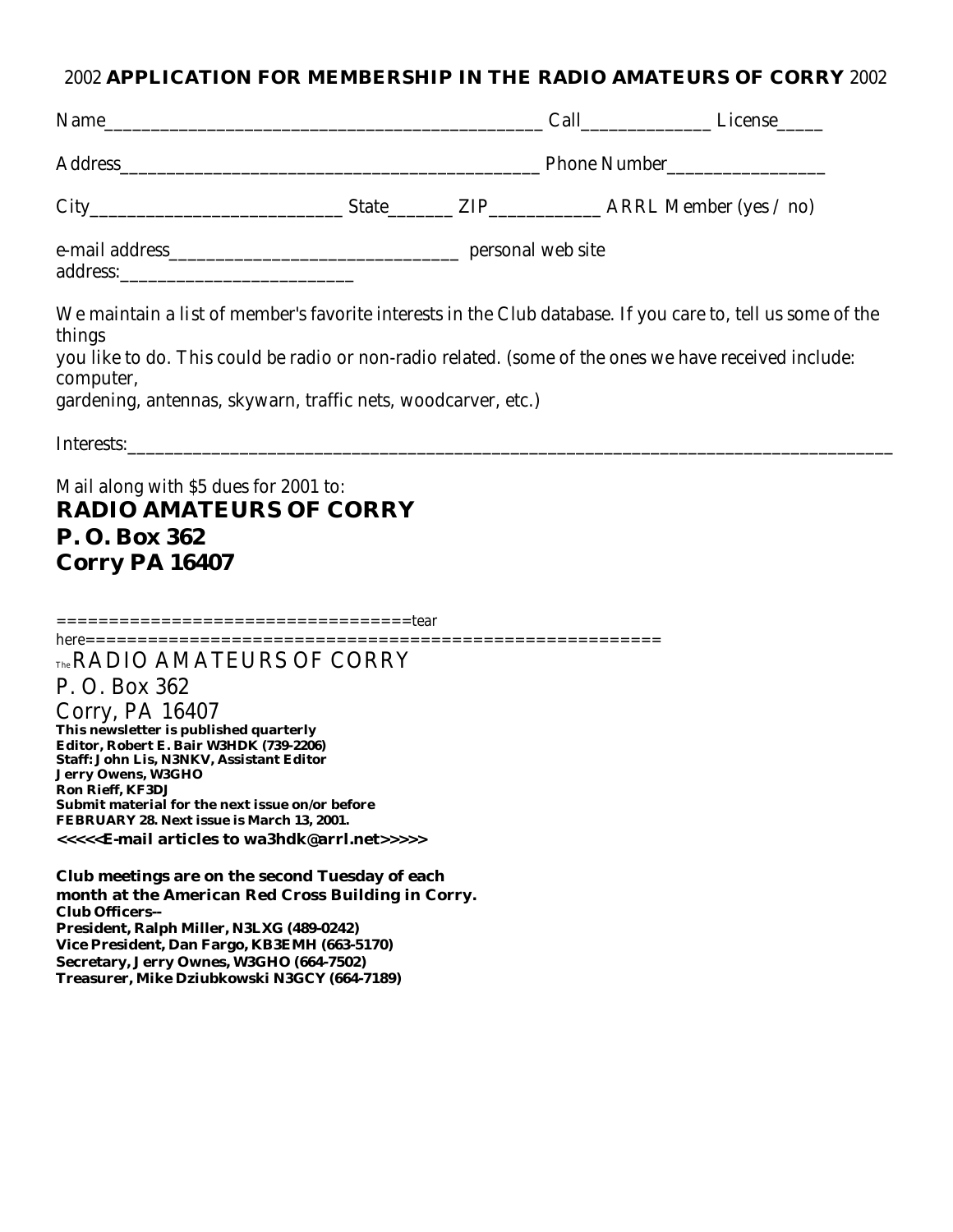## 2002 **APPLICATION FOR MEMBERSHIP IN THE RADIO AMATEURS OF CORRY** 2002

Name_______________________________________________ Call______________ License_____

Address____________________________________________ Phone Number_________________

City_____________________________ State_______ ZIP____________ ARRL Member (yes / no)

e-mail address________________________________ personal web site address:__________________________

We maintain a list of member's favorite interests in the Club database. If you care to, tell us some of the things
you like to do. This could be radio or non-radio related. (some of the ones we have received include: computer,
gardening, antennas, skywarn, traffic nets, woodcarver, etc.)

Interests:_______________________________________________________________________________

Mail along with $5 dues for 2001 to:

**RADIO AMATEURS OF CORRY**
**P. O. Box 362**
**Corry PA 16407**

=================================tear here=====================================================

The RADIO AMATEURS OF CORRY
P. O. Box 362
Corry, PA 16407

**This newsletter is published quarterly**
**Editor, Robert E. Bair W3HDK (739-2206)**
**Staff: John Lis, N3NKV, Assistant Editor**
**Jerry Owens, W3GHO**
**Ron Rieff, KF3DJ**
**Submit material for the next issue on/or before**
**FEBRUARY 28. Next issue is March 13, 2001.**
**<<<<<E-mail articles to wa3hdk@arrl.net>>>>>**

**Club meetings are on the second Tuesday of each month at the American Red Cross Building in Corry.**
**Club Officers--**
**President, Ralph Miller, N3LXG (489-0242)**
**Vice President, Dan Fargo, KB3EMH (663-5170)**
**Secretary, Jerry Ownes, W3GHO (664-7502)**
**Treasurer, Mike Dziubkowski N3GCY (664-7189)**